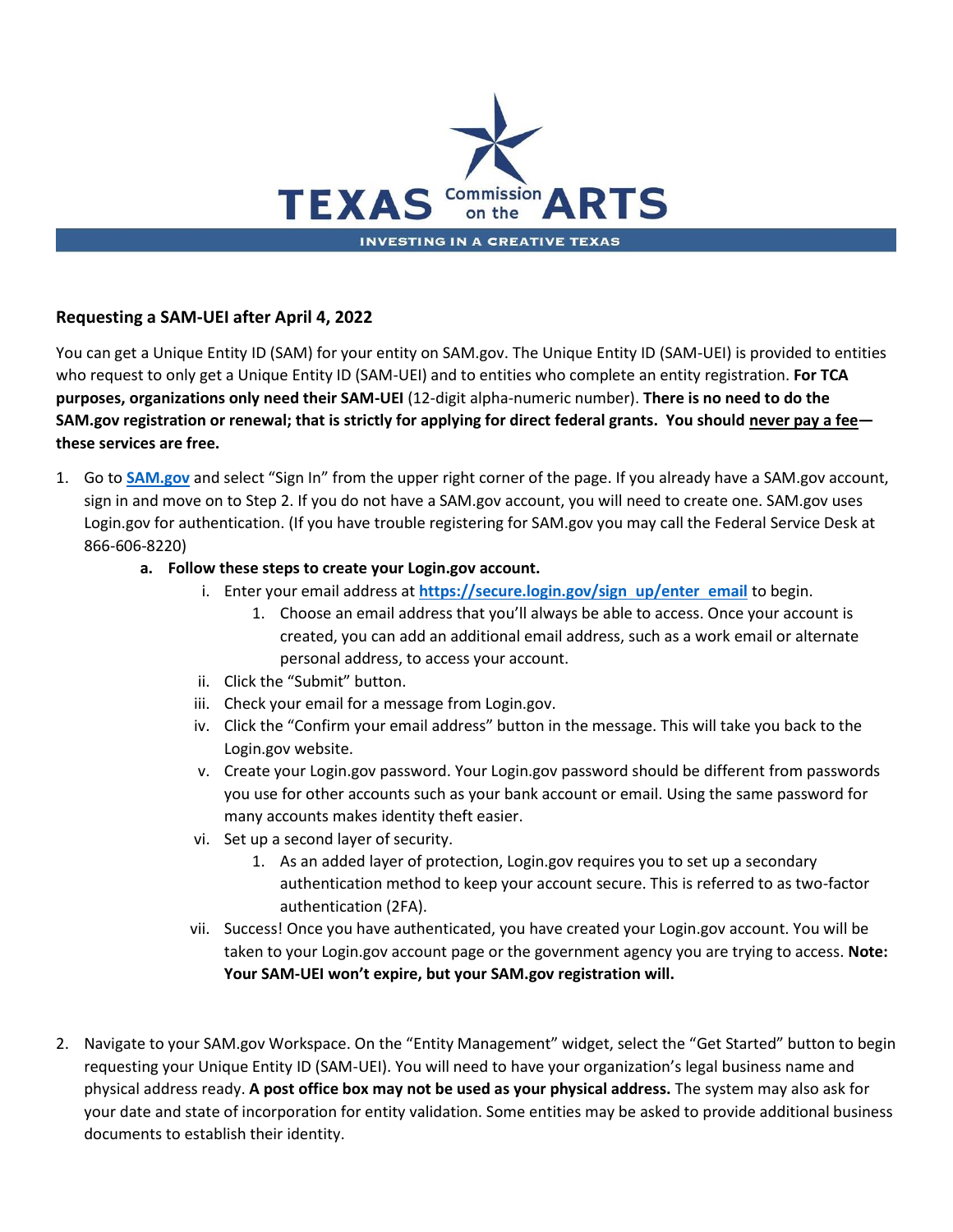TEXAS Commission on the ARTS

INVESTING IN A CREATIVE TEXAS

## Requesting a SAM-UEI after April 4, 2022

You can get a Unique Entity ID (SAM) for your entity on SAM.gov. The Unique Entity ID (SAM-UEI) is provided to entities who request to only get a Unique Entity ID (SAM-UEI) and to entities who complete an entity registration. **For TCA purposes, organizations only need their SAM-UEI** (12-digit alpha-numeric number). **There is no need to do the SAM.gov registration or renewal; that is strictly for applying for direct federal grants. You should <u>never pay a fee</u>—these services are free.**

1. Go to [**SAM.gov**](https://SAM.gov) and select "Sign In" from the upper right corner of the page. If you already have a SAM.gov account, sign in and move on to Step 2. If you do not have a SAM.gov account, you will need to create one. SAM.gov uses Login.gov for authentication. (If you have trouble registering for SAM.gov you may call the Federal Service Desk at 866-606-8220)
   - **a. Follow these steps to create your Login.gov account.**
     - i. Enter your email address at [**https://secure.login.gov/sign_up/enter_email**](https://secure.login.gov/sign_up/enter_email) to begin.
       1. Choose an email address that you'll always be able to access. Once your account is created, you can add an additional email address, such as a work email or alternate personal address, to access your account.
     - ii. Click the "Submit" button.
     - iii. Check your email for a message from Login.gov.
     - iv. Click the "Confirm your email address" button in the message. This will take you back to the Login.gov website.
     - v. Create your Login.gov password. Your Login.gov password should be different from passwords you use for other accounts such as your bank account or email. Using the same password for many accounts makes identity theft easier.
     - vi. Set up a second layer of security.
       1. As an added layer of protection, Login.gov requires you to set up a secondary authentication method to keep your account secure. This is referred to as two-factor authentication (2FA).
     - vii. Success! Once you have authenticated, you have created your Login.gov account. You will be taken to your Login.gov account page or the government agency you are trying to access. **Note: Your SAM-UEI won't expire, but your SAM.gov registration will.**

2. Navigate to your SAM.gov Workspace. On the "Entity Management" widget, select the "Get Started" button to begin requesting your Unique Entity ID (SAM-UEI). You will need to have your organization's legal business name and physical address ready. **A post office box may not be used as your physical address.** The system may also ask for your date and state of incorporation for entity validation. Some entities may be asked to provide additional business documents to establish their identity.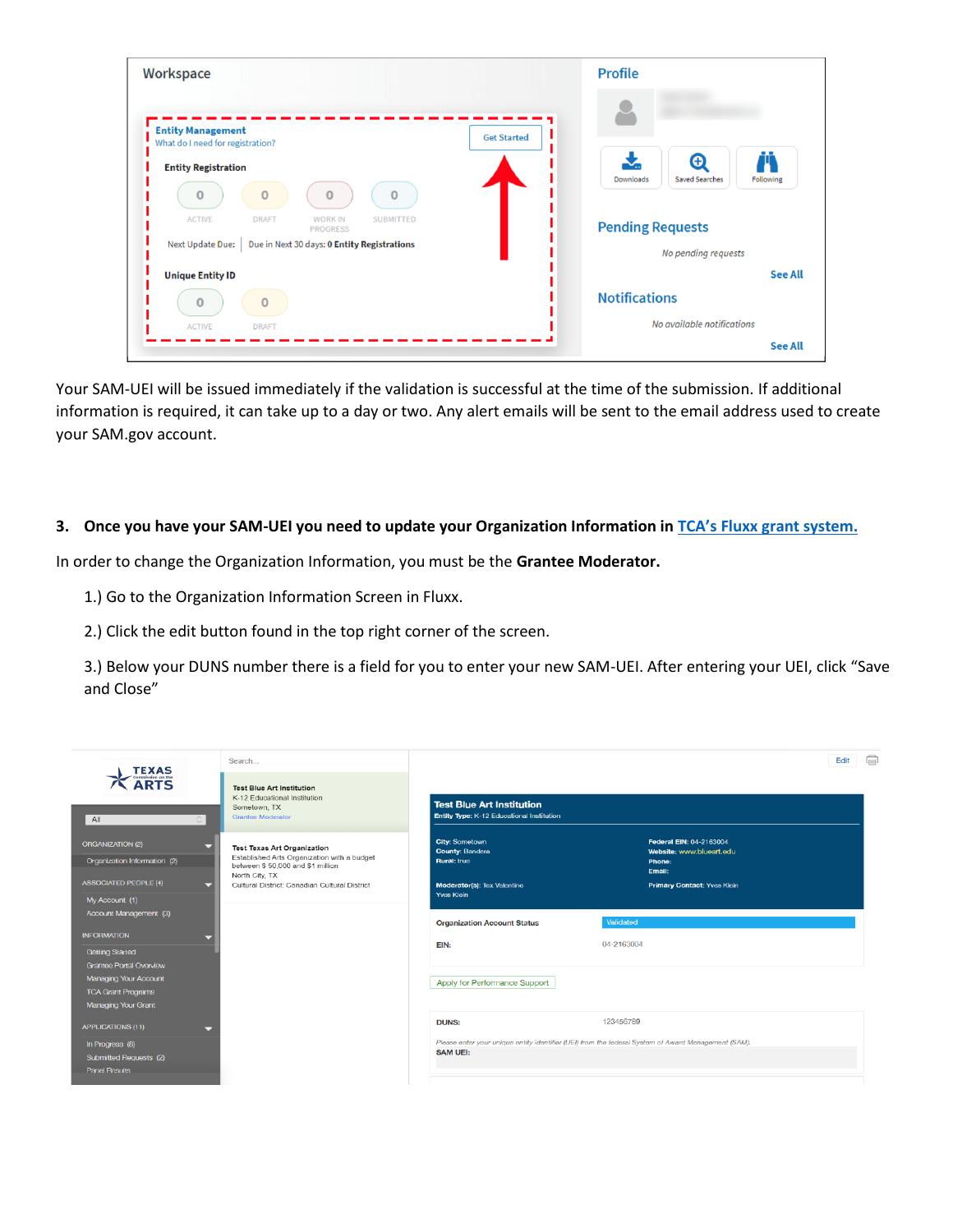Your SAM-UEI will be issued immediately if the validation is successful at the time of the submission. If additional information is required, it can take up to a day or two. Any alert emails will be sent to the email address used to create your SAM.gov account.

**3. Once you have your SAM-UEI you need to update your Organization Information in [TCA's Fluxx grant system.]()**

In order to change the Organization Information, you must be the **Grantee Moderator.**

1.) Go to the Organization Information Screen in Fluxx.

2.) Click the edit button found in the top right corner of the screen.

3.) Below your DUNS number there is a field for you to enter your new SAM-UEI. After entering your UEI, click "Save and Close"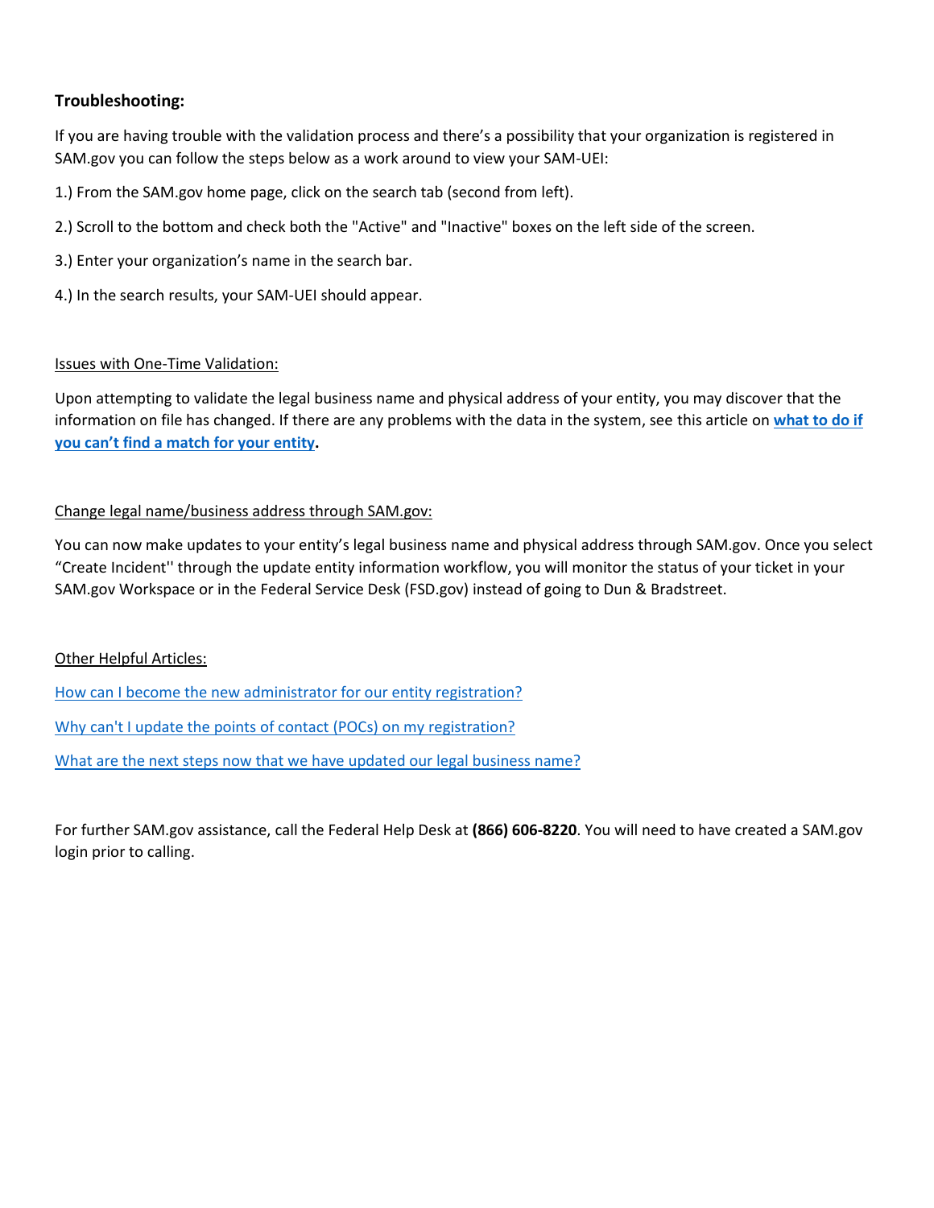**Troubleshooting:**

If you are having trouble with the validation process and there's a possibility that your organization is registered in SAM.gov you can follow the steps below as a work around to view your SAM-UEI:

1.) From the SAM.gov home page, click on the search tab (second from left).

2.) Scroll to the bottom and check both the "Active" and "Inactive" boxes on the left side of the screen.

3.) Enter your organization's name in the search bar.

4.) In the search results, your SAM-UEI should appear.

Issues with One-Time Validation:

Upon attempting to validate the legal business name and physical address of your entity, you may discover that the information on file has changed. If there are any problems with the data in the system, see this article on **what to do if you can't find a match for your entity.**

Change legal name/business address through SAM.gov:

You can now make updates to your entity's legal business name and physical address through SAM.gov. Once you select "Create Incident'' through the update entity information workflow, you will monitor the status of your ticket in your SAM.gov Workspace or in the Federal Service Desk (FSD.gov) instead of going to Dun & Bradstreet.

Other Helpful Articles:

How can I become the new administrator for our entity registration?

Why can't I update the points of contact (POCs) on my registration?

What are the next steps now that we have updated our legal business name?

For further SAM.gov assistance, call the Federal Help Desk at **(866) 606-8220**. You will need to have created a SAM.gov login prior to calling.